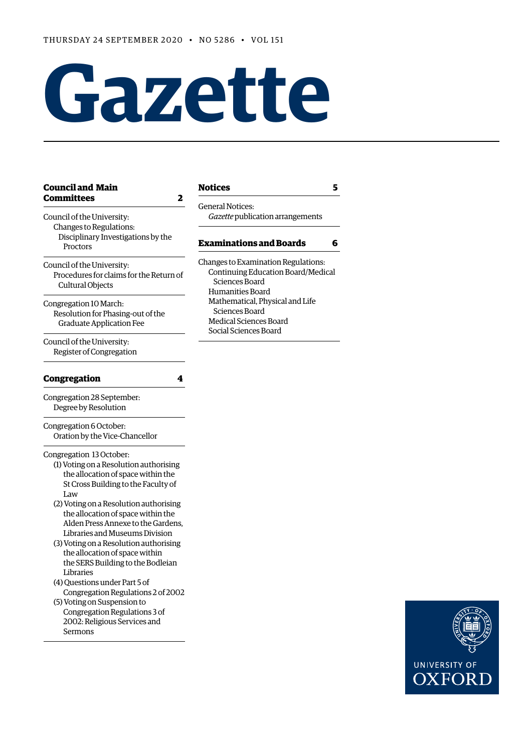THURSDAY 24 SEPTEMBER 2020 • NO 5286 • VOL 151

# Gazette

## Council and Main Committees 2

Council of the University:
- Changes to Regulations:
  - Disciplinary Investigations by the Proctors

Council of the University:
- Procedures for claims for the Return of Cultural Objects

Congregation 10 March:
- Resolution for Phasing-out of the Graduate Application Fee

Council of the University:
- Register of Congregation

## Congregation 4

Congregation 28 September:
- Degree by Resolution

Congregation 6 October:
- Oration by the Vice-Chancellor

Congregation 13 October:
- (1) Voting on a Resolution authorising the allocation of space within the St Cross Building to the Faculty of Law
- (2) Voting on a Resolution authorising the allocation of space within the Alden Press Annexe to the Gardens, Libraries and Museums Division
- (3) Voting on a Resolution authorising the allocation of space within the SERS Building to the Bodleian Libraries
- (4) Questions under Part 5 of Congregation Regulations 2 of 2002
- (5) Voting on Suspension to Congregation Regulations 3 of 2002: Religious Services and Sermons

## Notices 5

General Notices:
- *Gazette* publication arrangements

## Examinations and Boards 6

Changes to Examination Regulations:
- Continuing Education Board/Medical Sciences Board
- Humanities Board
- Mathematical, Physical and Life Sciences Board
- Medical Sciences Board
- Social Sciences Board

UNIVERSITY OF OXFORD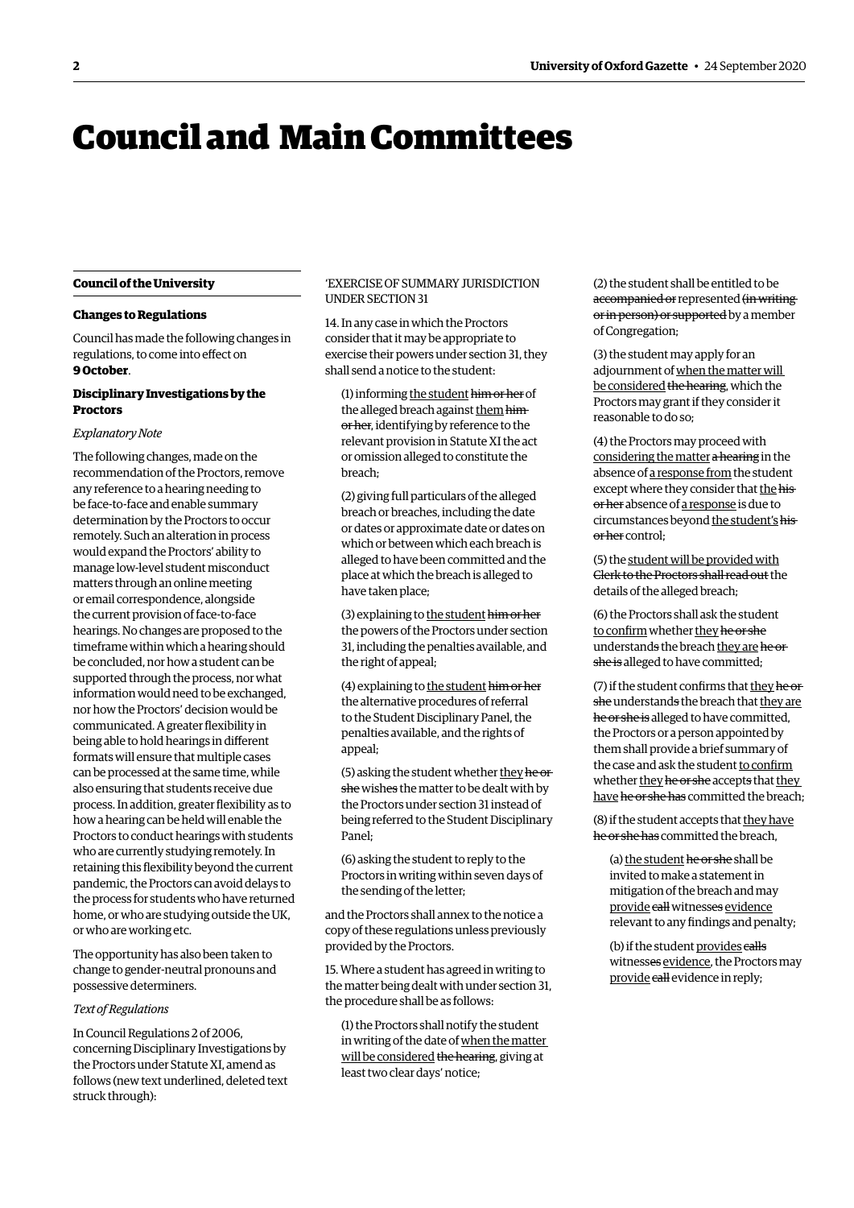# Council and Main Committees

## Council of the University

### Changes to Regulations

Council has made the following changes in regulations, to come into effect on **9 October**.

### Disciplinary Investigations by the Proctors

*Explanatory Note*

The following changes, made on the recommendation of the Proctors, remove any reference to a hearing needing to be face-to-face and enable summary determination by the Proctors to occur remotely. Such an alteration in process would expand the Proctors' ability to manage low-level student misconduct matters through an online meeting or email correspondence, alongside the current provision of face-to-face hearings. No changes are proposed to the timeframe within which a hearing should be concluded, nor how a student can be supported through the process, nor what information would need to be exchanged, nor how the Proctors' decision would be communicated. A greater flexibility in being able to hold hearings in different formats will ensure that multiple cases can be processed at the same time, while also ensuring that students receive due process. In addition, greater flexibility as to how a hearing can be held will enable the Proctors to conduct hearings with students who are currently studying remotely. In retaining this flexibility beyond the current pandemic, the Proctors can avoid delays to the process for students who have returned home, or who are studying outside the UK, or who are working etc.

The opportunity has also been taken to change to gender-neutral pronouns and possessive determiners.

*Text of Regulations*

In Council Regulations 2 of 2006, concerning Disciplinary Investigations by the Proctors under Statute XI, amend as follows (new text underlined, deleted text struck through):

'EXERCISE OF SUMMARY JURISDICTION UNDER SECTION 31

14. In any case in which the Proctors consider that it may be appropriate to exercise their powers under section 31, they shall send a notice to the student:

(1) informing <u>the student</u> ~~him or her~~ of the alleged breach against <u>them</u> ~~him or her~~, identifying by reference to the relevant provision in Statute XI the act or omission alleged to constitute the breach;

(2) giving full particulars of the alleged breach or breaches, including the date or dates or approximate date or dates on which or between which each breach is alleged to have been committed and the place at which the breach is alleged to have taken place;

(3) explaining to <u>the student</u> ~~him or her~~ the powers of the Proctors under section 31, including the penalties available, and the right of appeal;

(4) explaining to <u>the student</u> ~~him or her~~ the alternative procedures of referral to the Student Disciplinary Panel, the penalties available, and the rights of appeal;

(5) asking the student whether <u>they</u> ~~he or she~~ wish~~es~~ the matter to be dealt with by the Proctors under section 31 instead of being referred to the Student Disciplinary Panel;

(6) asking the student to reply to the Proctors in writing within seven days of the sending of the letter;

and the Proctors shall annex to the notice a copy of these regulations unless previously provided by the Proctors.

15. Where a student has agreed in writing to the matter being dealt with under section 31, the procedure shall be as follows:

(1) the Proctors shall notify the student in writing of the date of <u>when the matter will be considered</u> ~~the hearing~~, giving at least two clear days' notice;

(2) the student shall be entitled to be ~~accompanied or~~ represented ~~(in writing or in person) or supported~~ by a member of Congregation;

(3) the student may apply for an adjournment of <u>when the matter will be considered</u> ~~the hearing~~, which the Proctors may grant if they consider it reasonable to do so;

(4) the Proctors may proceed with <u>considering the matter</u> ~~a hearing~~ in the absence of <u>a response from</u> the student except where they consider that <u>the</u> ~~his or her~~ absence of <u>a response</u> is due to circumstances beyond <u>the student's</u> ~~his or her~~ control;

(5) the <u>student will be provided with</u> ~~Clerk to the Proctors shall read out~~ the details of the alleged breach;

(6) the Proctors shall ask the student <u>to confirm</u> whether <u>they</u> ~~he or she~~ understand~~s~~ the breach <u>they are</u> ~~he or she is~~ alleged to have committed;

(7) if the student confirms that <u>they</u> ~~he or she~~ understand~~s~~ the breach that <u>they are</u> ~~he or she is~~ alleged to have committed, the Proctors or a person appointed by them shall provide a brief summary of the case and ask the student <u>to confirm</u> whether <u>they</u> ~~he or she~~ accept~~s~~ that <u>they have</u> ~~he or she has~~ committed the breach;

(8) if the student accepts that <u>they have</u> ~~he or she has~~ committed the breach,

(a) <u>the student</u> ~~he or she~~ shall be invited to make a statement in mitigation of the breach and may <u>provide</u> ~~call~~ witness~~es~~ <u>evidence</u> relevant to any findings and penalty;

(b) if the student <u>provides</u> ~~calls~~ witness~~es~~ <u>evidence</u>, the Proctors may <u>provide</u> ~~call~~ evidence in reply;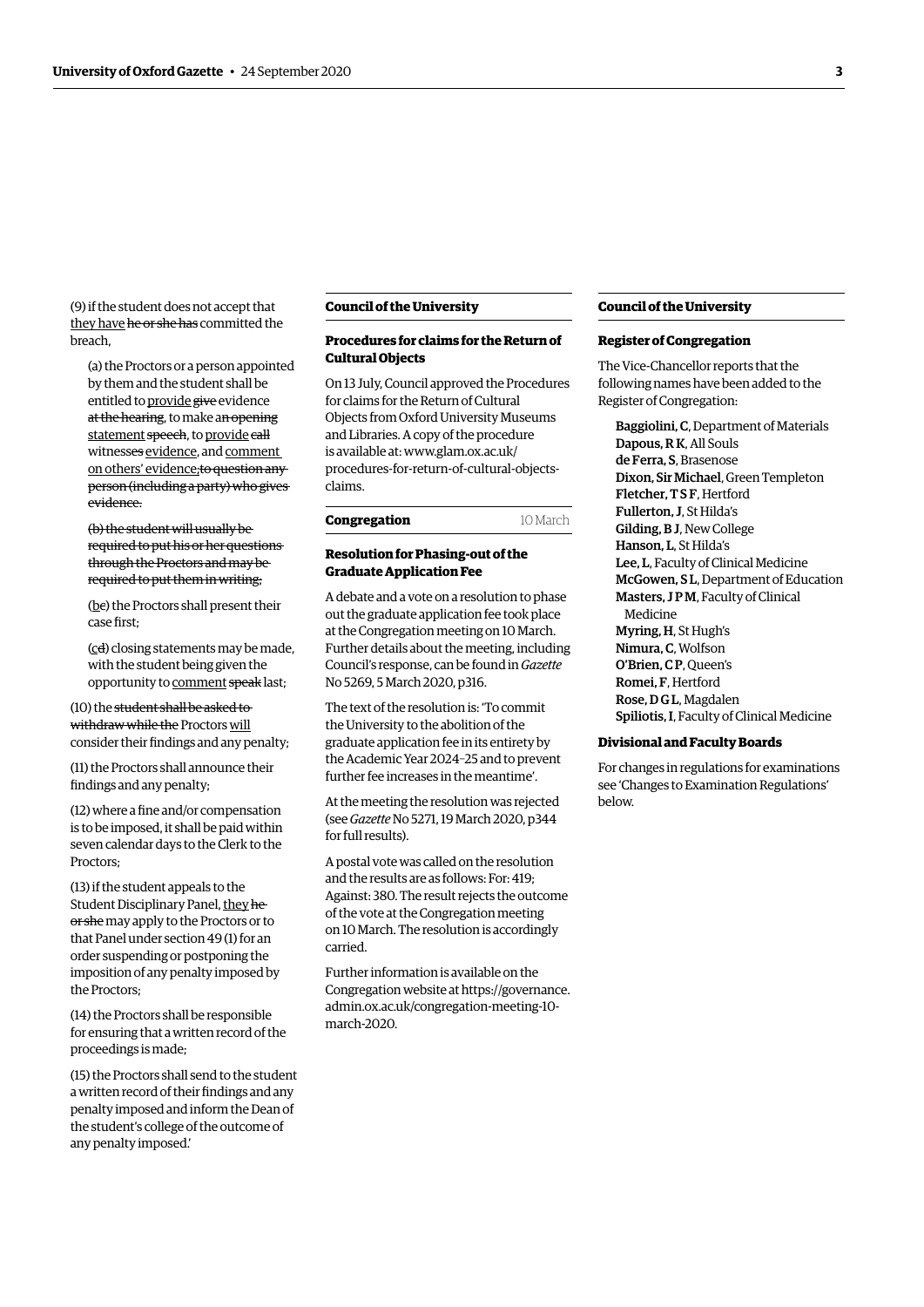(9) if the student does not accept that <u>they have</u> ~~he or she has~~ committed the breach,

(a) the Proctors or a person appointed by them and the student shall be entitled to <u>provide</u> ~~give~~ evidence ~~at the hearing~~, to make ~~an opening~~ <u>statement</u> ~~speech~~, to <u>provide</u> ~~call~~ witness~~es~~ <u>evidence</u>, and <u>comment on others' evidence</u>~~;to question any person (including a party) who gives evidence.~~

~~(b) the student will usually be required to put his or her questions through the Proctors and may be required to put them in writing;~~

(<u>b</u>~~c~~) the Proctors shall present their case first;

(<u>c</u>~~d~~) closing statements may be made, with the student being given the opportunity to <u>comment</u> ~~speak~~ last;

(10) the ~~student shall be asked to withdraw while the~~ Proctors <u>will</u> consider their findings and any penalty;

(11) the Proctors shall announce their findings and any penalty;

(12) where a fine and/or compensation is to be imposed, it shall be paid within seven calendar days to the Clerk to the Proctors;

(13) if the student appeals to the Student Disciplinary Panel, <u>they</u> ~~he or she~~ may apply to the Proctors or to that Panel under section 49 (1) for an order suspending or postponing the imposition of any penalty imposed by the Proctors;

(14) the Proctors shall be responsible for ensuring that a written record of the proceedings is made;

(15) the Proctors shall send to the student a written record of their findings and any penalty imposed and inform the Dean of the student's college of the outcome of any penalty imposed.'

## Council of the University

### Procedures for claims for the Return of Cultural Objects

On 13 July, Council approved the Procedures for claims for the Return of Cultural Objects from Oxford University Museums and Libraries. A copy of the procedure is available at: www.glam.ox.ac.uk/procedures-for-return-of-cultural-objects-claims.

## Congregation — 10 March

### Resolution for Phasing-out of the Graduate Application Fee

A debate and a vote on a resolution to phase out the graduate application fee took place at the Congregation meeting on 10 March. Further details about the meeting, including Council's response, can be found in *Gazette* No 5269, 5 March 2020, p316.

The text of the resolution is: 'To commit the University to the abolition of the graduate application fee in its entirety by the Academic Year 2024–25 and to prevent further fee increases in the meantime'.

At the meeting the resolution was rejected (see *Gazette* No 5271, 19 March 2020, p344 for full results).

A postal vote was called on the resolution and the results are as follows: For: 419; Against: 380. The result rejects the outcome of the vote at the Congregation meeting on 10 March. The resolution is accordingly carried.

Further information is available on the Congregation website at https://governance.admin.ox.ac.uk/congregation-meeting-10-march-2020.

## Council of the University

### Register of Congregation

The Vice-Chancellor reports that the following names have been added to the Register of Congregation:

**Baggiolini, C**, Department of Materials
**Dapous, R K**, All Souls
**de Ferra, S**, Brasenose
**Dixon, Sir Michael**, Green Templeton
**Fletcher, T S F**, Hertford
**Fullerton, J**, St Hilda's
**Gilding, B J**, New College
**Hanson, L**, St Hilda's
**Lee, L**, Faculty of Clinical Medicine
**McGowen, S L**, Department of Education
**Masters, J P M**, Faculty of Clinical Medicine
**Myring, H**, St Hugh's
**Nimura, C**, Wolfson
**O'Brien, C P**, Queen's
**Romei, F**, Hertford
**Rose, D G L**, Magdalen
**Spiliotis, I**, Faculty of Clinical Medicine

### Divisional and Faculty Boards

For changes in regulations for examinations see 'Changes to Examination Regulations' below.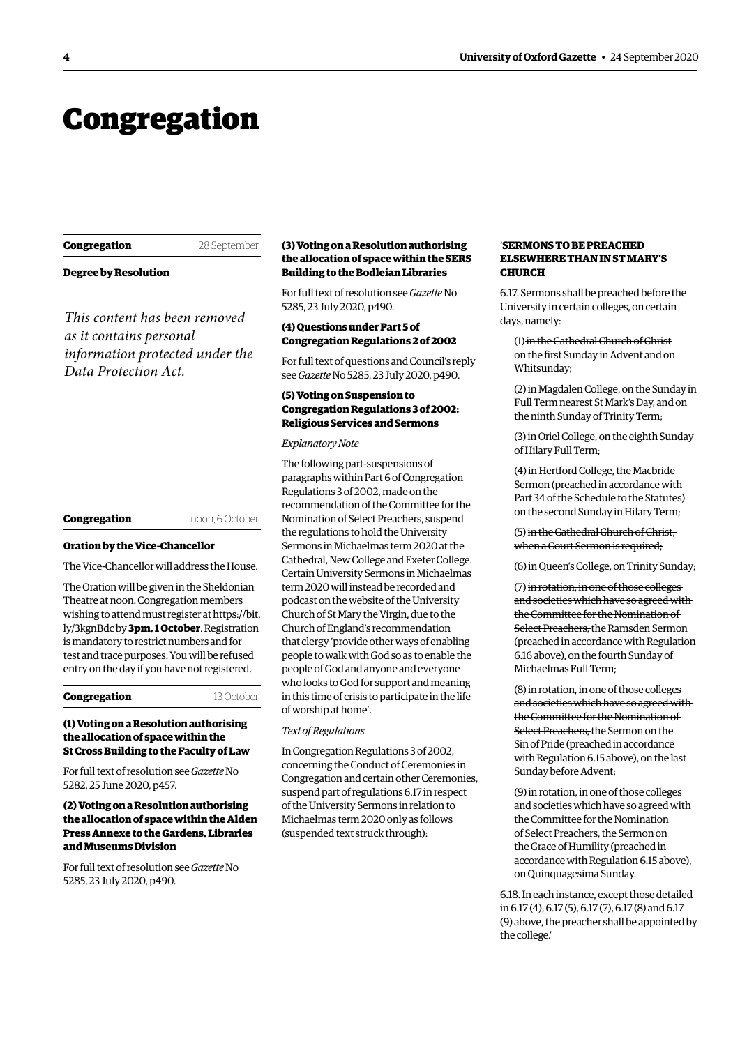# Congregation

**Congregation** 28 September

**Degree by Resolution**

*This content has been removed as it contains personal information protected under the Data Protection Act.*

**Congregation** noon, 6 October

**Oration by the Vice-Chancellor**

The Vice-Chancellor will address the House.

The Oration will be given in the Sheldonian Theatre at noon. Congregation members wishing to attend must register at https://bit.ly/3kgnBdc by **3pm, 1 October**. Registration is mandatory to restrict numbers and for test and trace purposes. You will be refused entry on the day if you have not registered.

**Congregation** 13 October

**(1) Voting on a Resolution authorising the allocation of space within the St Cross Building to the Faculty of Law**

For full text of resolution see *Gazette* No 5282, 25 June 2020, p457.

**(2) Voting on a Resolution authorising the allocation of space within the Alden Press Annexe to the Gardens, Libraries and Museums Division**

For full text of resolution see *Gazette* No 5285, 23 July 2020, p490.

**(3) Voting on a Resolution authorising the allocation of space within the SERS Building to the Bodleian Libraries**

For full text of resolution see *Gazette* No 5285, 23 July 2020, p490.

**(4) Questions under Part 5 of Congregation Regulations 2 of 2002**

For full text of questions and Council's reply see *Gazette* No 5285, 23 July 2020, p490.

**(5) Voting on Suspension to Congregation Regulations 3 of 2002: Religious Services and Sermons**

*Explanatory Note*

The following part-suspensions of paragraphs within Part 6 of Congregation Regulations 3 of 2002, made on the recommendation of the Committee for the Nomination of Select Preachers, suspend the regulations to hold the University Sermons in Michaelmas term 2020 at the Cathedral, New College and Exeter College. Certain University Sermons in Michaelmas term 2020 will instead be recorded and podcast on the website of the University Church of St Mary the Virgin, due to the Church of England's recommendation that clergy 'provide other ways of enabling people to walk with God so as to enable the people of God and anyone and everyone who looks to God for support and meaning in this time of crisis to participate in the life of worship at home'.

*Text of Regulations*

In Congregation Regulations 3 of 2002, concerning the Conduct of Ceremonies in Congregation and certain other Ceremonies, suspend part of regulations 6.17 in respect of the University Sermons in relation to Michaelmas term 2020 only as follows (suspended text struck through):

'**SERMONS TO BE PREACHED ELSEWHERE THAN IN ST MARY'S CHURCH**

6.17. Sermons shall be preached before the University in certain colleges, on certain days, namely:

(1) ~~in the Cathedral Church of Christ~~ on the first Sunday in Advent and on Whitsunday;

(2) in Magdalen College, on the Sunday in Full Term nearest St Mark's Day, and on the ninth Sunday of Trinity Term;

(3) in Oriel College, on the eighth Sunday of Hilary Full Term;

(4) in Hertford College, the Macbride Sermon (preached in accordance with Part 34 of the Schedule to the Statutes) on the second Sunday in Hilary Term;

(5) ~~in the Cathedral Church of Christ, when a Court Sermon is required;~~

(6) in Queen's College, on Trinity Sunday;

(7) ~~in rotation, in one of those colleges and societies which have so agreed with the Committee for the Nomination of Select Preachers,~~ the Ramsden Sermon (preached in accordance with Regulation 6.16 above), on the fourth Sunday of Michaelmas Full Term;

(8) ~~in rotation, in one of those colleges and societies which have so agreed with the Committee for the Nomination of Select Preachers,~~ the Sermon on the Sin of Pride (preached in accordance with Regulation 6.15 above), on the last Sunday before Advent;

(9) in rotation, in one of those colleges and societies which have so agreed with the Committee for the Nomination of Select Preachers, the Sermon on the Grace of Humility (preached in accordance with Regulation 6.15 above), on Quinquagesima Sunday.

6.18. In each instance, except those detailed in 6.17 (4), 6.17 (5), 6.17 (7), 6.17 (8) and 6.17 (9) above, the preacher shall be appointed by the college.'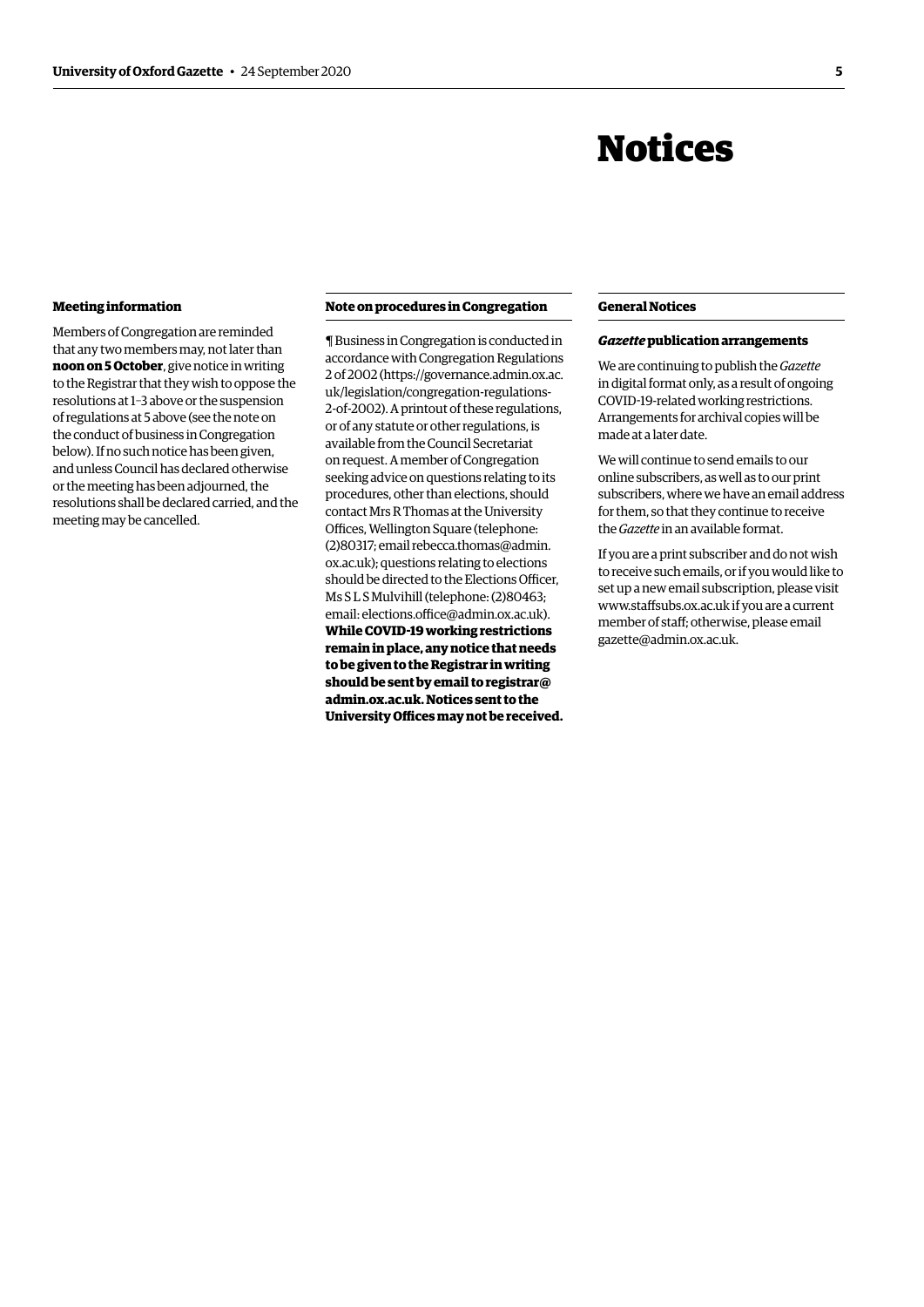# Notices

### Meeting information

Members of Congregation are reminded that any two members may, not later than **noon on 5 October**, give notice in writing to the Registrar that they wish to oppose the resolutions at 1–3 above or the suspension of regulations at 5 above (see the note on the conduct of business in Congregation below). If no such notice has been given, and unless Council has declared otherwise or the meeting has been adjourned, the resolutions shall be declared carried, and the meeting may be cancelled.

### Note on procedures in Congregation

¶ Business in Congregation is conducted in accordance with Congregation Regulations 2 of 2002 (https://governance.admin.ox.ac.uk/legislation/congregation-regulations-2-of-2002). A printout of these regulations, or of any statute or other regulations, is available from the Council Secretariat on request. A member of Congregation seeking advice on questions relating to its procedures, other than elections, should contact Mrs R Thomas at the University Offices, Wellington Square (telephone: (2)80317; email rebecca.thomas@admin.ox.ac.uk); questions relating to elections should be directed to the Elections Officer, Ms S L S Mulvihill (telephone: (2)80463; email: elections.office@admin.ox.ac.uk). **While COVID-19 working restrictions remain in place, any notice that needs to be given to the Registrar in writing should be sent by email to registrar@admin.ox.ac.uk. Notices sent to the University Offices may not be received.**

## General Notices

### *Gazette* publication arrangements

We are continuing to publish the *Gazette* in digital format only, as a result of ongoing COVID-19-related working restrictions. Arrangements for archival copies will be made at a later date.

We will continue to send emails to our online subscribers, as well as to our print subscribers, where we have an email address for them, so that they continue to receive the *Gazette* in an available format.

If you are a print subscriber and do not wish to receive such emails, or if you would like to set up a new email subscription, please visit www.staffsubs.ox.ac.uk if you are a current member of staff; otherwise, please email gazette@admin.ox.ac.uk.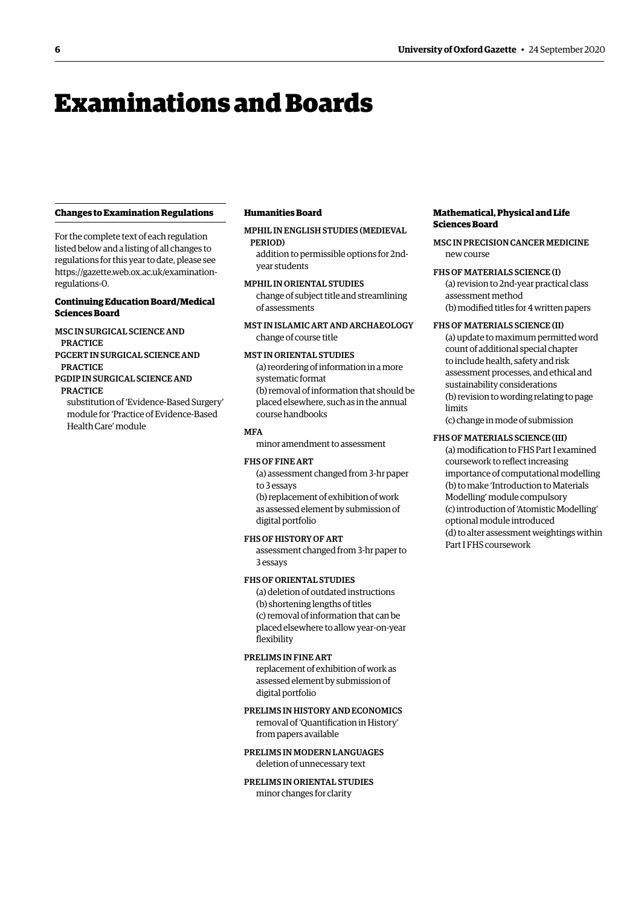# Examinations and Boards

### Changes to Examination Regulations

For the complete text of each regulation listed below and a listing of all changes to regulations for this year to date, please see https://gazette.web.ox.ac.uk/examination-regulations-0.

#### Continuing Education Board/Medical Sciences Board

MSC IN SURGICAL SCIENCE AND PRACTICE
PGCERT IN SURGICAL SCIENCE AND PRACTICE
PGDIP IN SURGICAL SCIENCE AND PRACTICE
substitution of 'Evidence-Based Surgery' module for 'Practice of Evidence-Based Health Care' module

#### Humanities Board

MPHIL IN ENGLISH STUDIES (MEDIEVAL PERIOD)
addition to permissible options for 2nd-year students

MPHIL IN ORIENTAL STUDIES
change of subject title and streamlining of assessments

MST IN ISLAMIC ART AND ARCHAEOLOGY
change of course title

MST IN ORIENTAL STUDIES
(a) reordering of information in a more systematic format
(b) removal of information that should be placed elsewhere, such as in the annual course handbooks

MFA
minor amendment to assessment

FHS OF FINE ART
(a) assessment changed from 3-hr paper to 3 essays
(b) replacement of exhibition of work as assessed element by submission of digital portfolio

FHS OF HISTORY OF ART
assessment changed from 3-hr paper to 3 essays

FHS OF ORIENTAL STUDIES
(a) deletion of outdated instructions
(b) shortening lengths of titles
(c) removal of information that can be placed elsewhere to allow year-on-year flexibility

PRELIMS IN FINE ART
replacement of exhibition of work as assessed element by submission of digital portfolio

PRELIMS IN HISTORY AND ECONOMICS
removal of 'Quantification in History' from papers available

PRELIMS IN MODERN LANGUAGES
deletion of unnecessary text

PRELIMS IN ORIENTAL STUDIES
minor changes for clarity

#### Mathematical, Physical and Life Sciences Board

MSC IN PRECISION CANCER MEDICINE
new course

FHS OF MATERIALS SCIENCE (I)
(a) revision to 2nd-year practical class assessment method
(b) modified titles for 4 written papers

FHS OF MATERIALS SCIENCE (II)
(a) update to maximum permitted word count of additional special chapter to include health, safety and risk assessment processes, and ethical and sustainability considerations
(b) revision to wording relating to page limits
(c) change in mode of submission

FHS OF MATERIALS SCIENCE (III)
(a) modification to FHS Part I examined coursework to reflect increasing importance of computational modelling
(b) to make 'Introduction to Materials Modelling' module compulsory
(c) introduction of 'Atomistic Modelling' optional module introduced
(d) to alter assessment weightings within Part I FHS coursework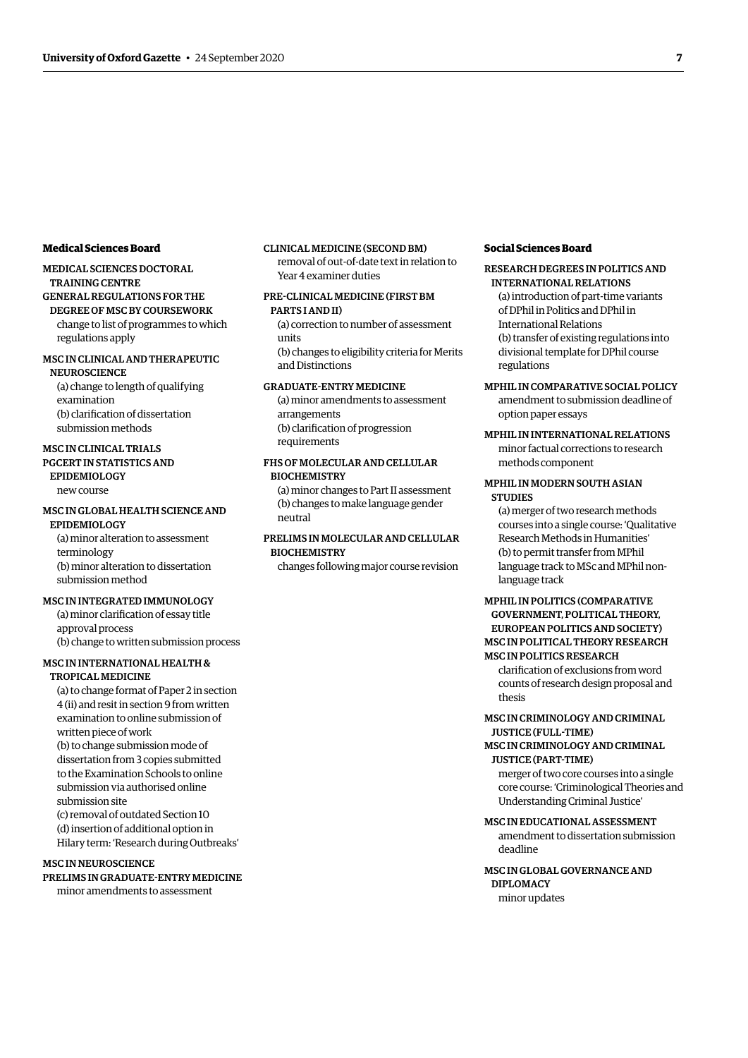**Medical Sciences Board**

MEDICAL SCIENCES DOCTORAL TRAINING CENTRE
GENERAL REGULATIONS FOR THE DEGREE OF MSC BY COURSEWORK
change to list of programmes to which regulations apply

MSC IN CLINICAL AND THERAPEUTIC NEUROSCIENCE
(a) change to length of qualifying examination
(b) clarification of dissertation submission methods

MSC IN CLINICAL TRIALS
PGCERT IN STATISTICS AND EPIDEMIOLOGY
new course

MSC IN GLOBAL HEALTH SCIENCE AND EPIDEMIOLOGY
(a) minor alteration to assessment terminology
(b) minor alteration to dissertation submission method

MSC IN INTEGRATED IMMUNOLOGY
(a) minor clarification of essay title approval process
(b) change to written submission process

MSC IN INTERNATIONAL HEALTH & TROPICAL MEDICINE
(a) to change format of Paper 2 in section 4 (ii) and resit in section 9 from written examination to online submission of written piece of work
(b) to change submission mode of dissertation from 3 copies submitted to the Examination Schools to online submission via authorised online submission site
(c) removal of outdated Section 10
(d) insertion of additional option in Hilary term: 'Research during Outbreaks'

MSC IN NEUROSCIENCE
PRELIMS IN GRADUATE-ENTRY MEDICINE
minor amendments to assessment

CLINICAL MEDICINE (SECOND BM)
removal of out-of-date text in relation to Year 4 examiner duties

PRE-CLINICAL MEDICINE (FIRST BM PARTS I AND II)
(a) correction to number of assessment units
(b) changes to eligibility criteria for Merits and Distinctions

GRADUATE-ENTRY MEDICINE
(a) minor amendments to assessment arrangements
(b) clarification of progression requirements

FHS OF MOLECULAR AND CELLULAR BIOCHEMISTRY
(a) minor changes to Part II assessment
(b) changes to make language gender neutral

PRELIMS IN MOLECULAR AND CELLULAR BIOCHEMISTRY
changes following major course revision

**Social Sciences Board**

RESEARCH DEGREES IN POLITICS AND INTERNATIONAL RELATIONS
(a) introduction of part-time variants of DPhil in Politics and DPhil in International Relations
(b) transfer of existing regulations into divisional template for DPhil course regulations

MPHIL IN COMPARATIVE SOCIAL POLICY
amendment to submission deadline of option paper essays

MPHIL IN INTERNATIONAL RELATIONS
minor factual corrections to research methods component

MPHIL IN MODERN SOUTH ASIAN STUDIES
(a) merger of two research methods courses into a single course: 'Qualitative Research Methods in Humanities'
(b) to permit transfer from MPhil language track to MSc and MPhil non-language track

MPHIL IN POLITICS (COMPARATIVE GOVERNMENT, POLITICAL THEORY, EUROPEAN POLITICS AND SOCIETY)
MSC IN POLITICAL THEORY RESEARCH
MSC IN POLITICS RESEARCH
clarification of exclusions from word counts of research design proposal and thesis

MSC IN CRIMINOLOGY AND CRIMINAL JUSTICE (FULL-TIME)
MSC IN CRIMINOLOGY AND CRIMINAL JUSTICE (PART-TIME)
merger of two core courses into a single core course: 'Criminological Theories and Understanding Criminal Justice'

MSC IN EDUCATIONAL ASSESSMENT
amendment to dissertation submission deadline

MSC IN GLOBAL GOVERNANCE AND DIPLOMACY
minor updates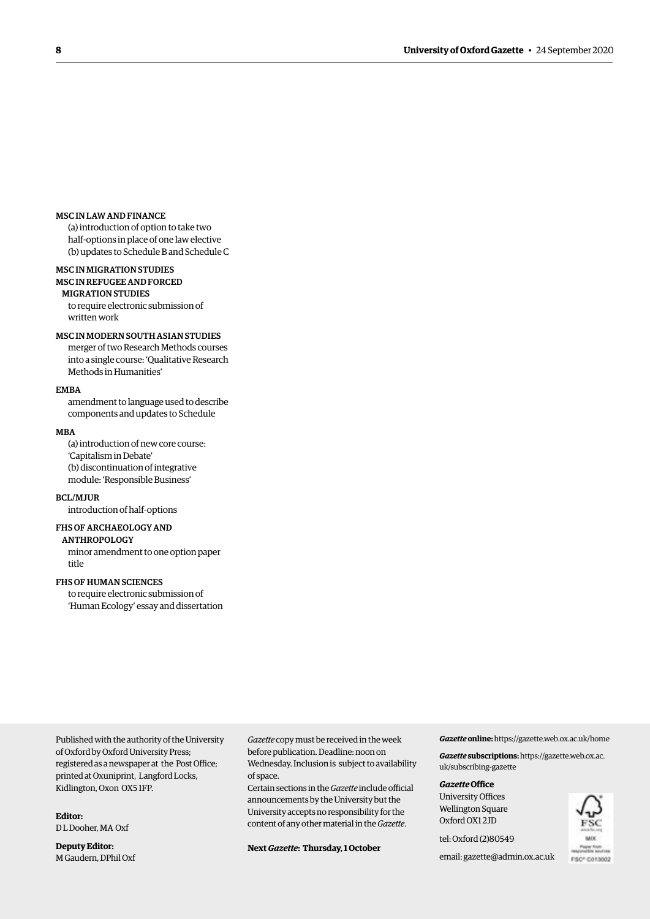MSC IN LAW AND FINANCE

(a) introduction of option to take two half-options in place of one law elective
(b) updates to Schedule B and Schedule C

MSC IN MIGRATION STUDIES
MSC IN REFUGEE AND FORCED MIGRATION STUDIES

to require electronic submission of written work

MSC IN MODERN SOUTH ASIAN STUDIES

merger of two Research Methods courses into a single course: 'Qualitative Research Methods in Humanities'

EMBA

amendment to language used to describe components and updates to Schedule

MBA

(a) introduction of new core course: 'Capitalism in Debate'
(b) discontinuation of integrative module: 'Responsible Business'

BCL/MJUR

introduction of half-options

FHS OF ARCHAEOLOGY AND ANTHROPOLOGY

minor amendment to one option paper title

FHS OF HUMAN SCIENCES

to require electronic submission of 'Human Ecology' essay and dissertation

Published with the authority of the University of Oxford by Oxford University Press; registered as a newspaper at the Post Office; printed at Oxuniprint, Langford Locks, Kidlington, Oxon OX5 1FP.

**Editor:**
D L Dooher, MA Oxf

**Deputy Editor:**
M Gaudern, DPhil Oxf

*Gazette* copy must be received in the week before publication. Deadline: noon on Wednesday. Inclusion is subject to availability of space.
Certain sections in the *Gazette* include official announcements by the University but the University accepts no responsibility for the content of any other material in the *Gazette*.

**Next *Gazette*: Thursday, 1 October**

***Gazette* online:** https://gazette.web.ox.ac.uk/home

***Gazette* subscriptions:** https://gazette.web.ox.ac.uk/subscribing-gazette

***Gazette* Office**
University Offices
Wellington Square
Oxford OX1 2JD

tel: Oxford (2)80549

email: gazette@admin.ox.ac.uk

FSC MIX Paper from responsible sources FSC® C013002